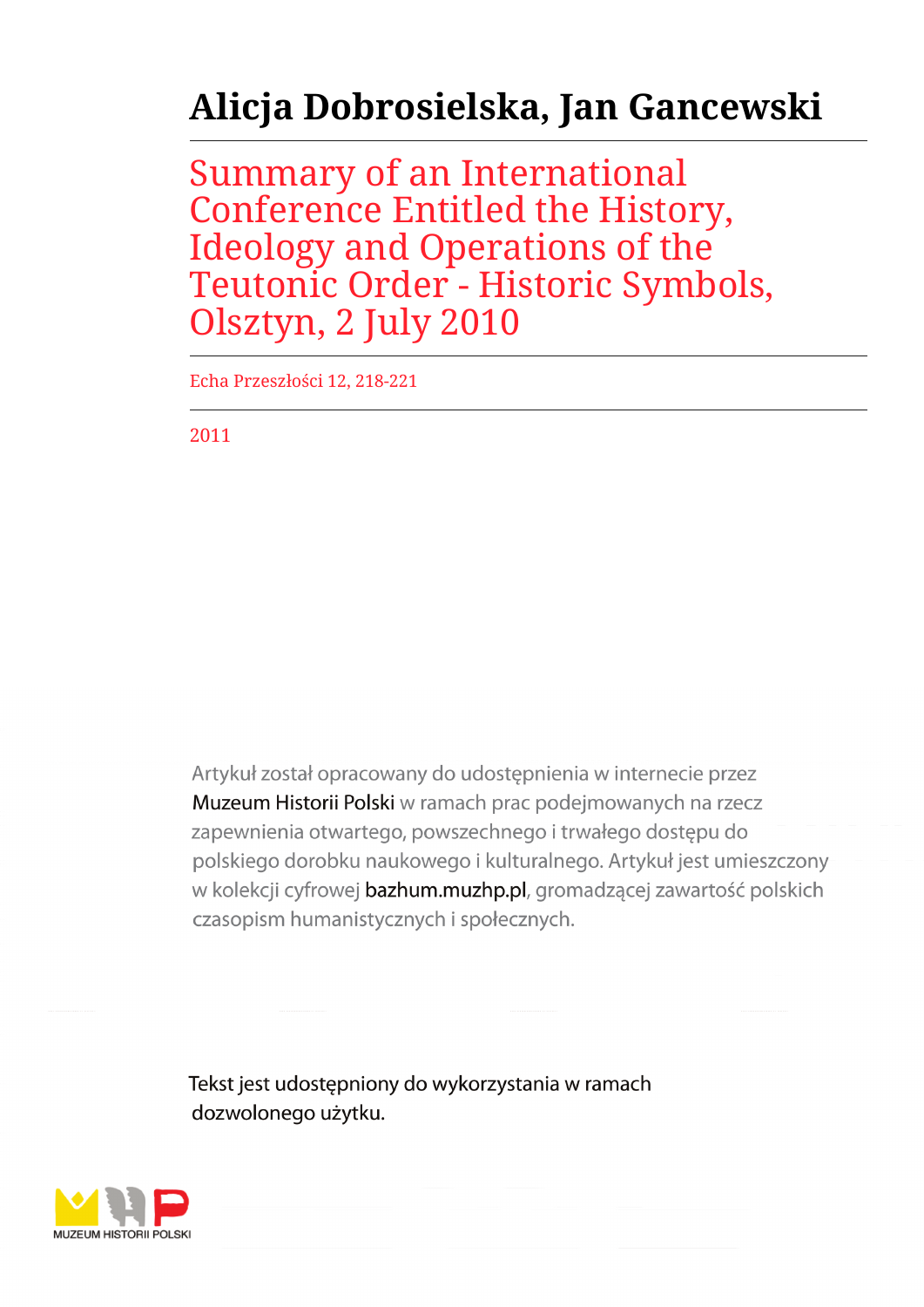# Alicja Dobrosielska, Jan Gancewski

## Summary of an International Conference Entitled the History, Ideology and Operations of the Teutonic Order - Historic Symbols, Olsztyn, 2 July 2010

Echa Przeszłości 12, 218-221

2011

Artykuł został opracowany do udostępnienia w internecie przez Muzeum Historii Polski w ramach prac podejmowanych na rzecz zapewnienia otwartego, powszechnego i trwałego dostępu do polskiego dorobku naukowego i kulturalnego. Artykuł jest umieszczony w kolekcji cyfrowej bazhum.muzhp.pl, gromadzącej zawartość polskich czasopism humanistycznych i społecznych.

Tekst jest udostępniony do wykorzystania w ramach dozwolonego użytku.

MUZEUM HISTORII POLSKI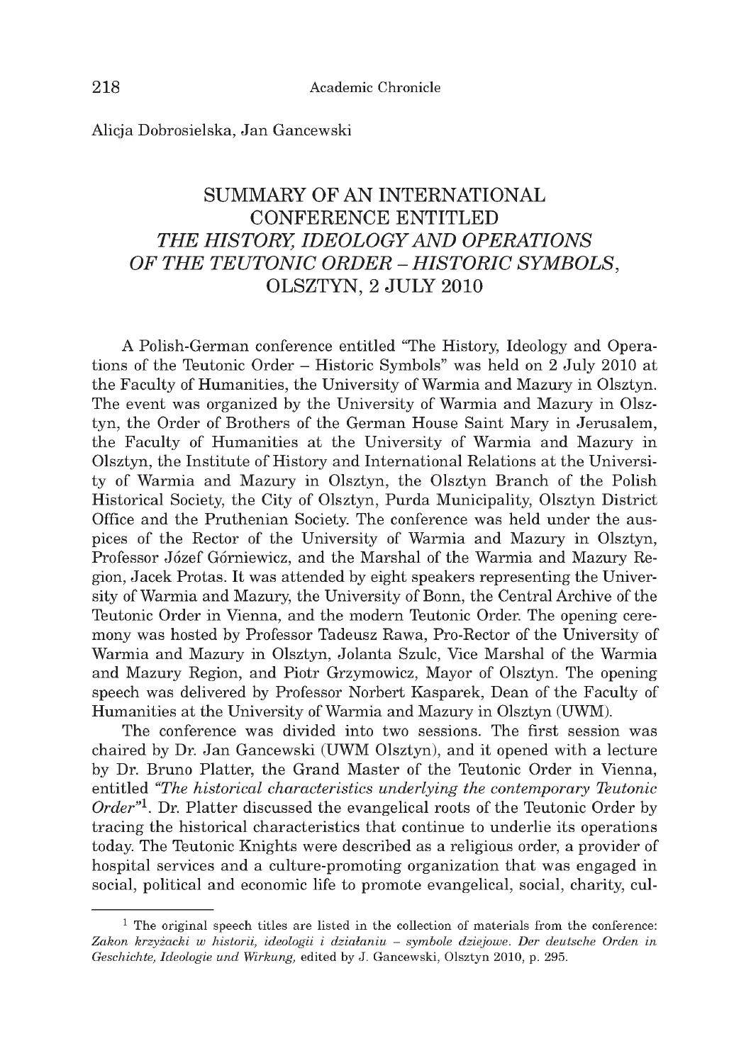Alicja Dobrosielska, Jan Gancewski

# SUMMARY OF AN INTERNATIONAL CONFERENCE ENTITLED *THE HISTORY, IDEOLOGY AND OPERATIONS OF THE TEUTONIC ORDER – HISTORIC SYMBOLS*, OLSZTYN, 2 JULY 2010

A Polish-German conference entitled "The History, Ideology and Operations of the Teutonic Order – Historic Symbols" was held on 2 July 2010 at the Faculty of Humanities, the University of Warmia and Mazury in Olsztyn. The event was organized by the University of Warmia and Mazury in Olsztyn, the Order of Brothers of the German House Saint Mary in Jerusalem, the Faculty of Humanities at the University of Warmia and Mazury in Olsztyn, the Institute of History and International Relations at the University of Warmia and Mazury in Olsztyn, the Olsztyn Branch of the Polish Historical Society, the City of Olsztyn, Purda Municipality, Olsztyn District Office and the Pruthenian Society. The conference was held under the auspices of the Rector of the University of Warmia and Mazury in Olsztyn, Professor Józef Górniewicz, and the Marshal of the Warmia and Mazury Region, Jacek Protas. It was attended by eight speakers representing the University of Warmia and Mazury, the University of Bonn, the Central Archive of the Teutonic Order in Vienna, and the modern Teutonic Order. The opening ceremony was hosted by Professor Tadeusz Rawa, Pro-Rector of the University of Warmia and Mazury in Olsztyn, Jolanta Szulc, Vice Marshal of the Warmia and Mazury Region, and Piotr Grzymowicz, Mayor of Olsztyn. The opening speech was delivered by Professor Norbert Kasparek, Dean of the Faculty of Humanities at the University of Warmia and Mazury in Olsztyn (UWM).

The conference was divided into two sessions. The first session was chaired by Dr. Jan Gancewski (UWM Olsztyn), and it opened with a lecture by Dr. Bruno Platter, the Grand Master of the Teutonic Order in Vienna, entitled *"The historical characteristics underlying the contemporary Teutonic Order"*[1]. Dr. Platter discussed the evangelical roots of the Teutonic Order by tracing the historical characteristics that continue to underlie its operations today. The Teutonic Knights were described as a religious order, a provider of hospital services and a culture-promoting organization that was engaged in social, political and economic life to promote evangelical, social, charity, cul-

---

[1] The original speech titles are listed in the collection of materials from the conference: *Zakon krzyżacki w historii, ideologii i działaniu – symbole dziejowe. Der deutsche Orden in Geschichte, Ideologie und Wirkung,* edited by J. Gancewski, Olsztyn 2010, p. 295.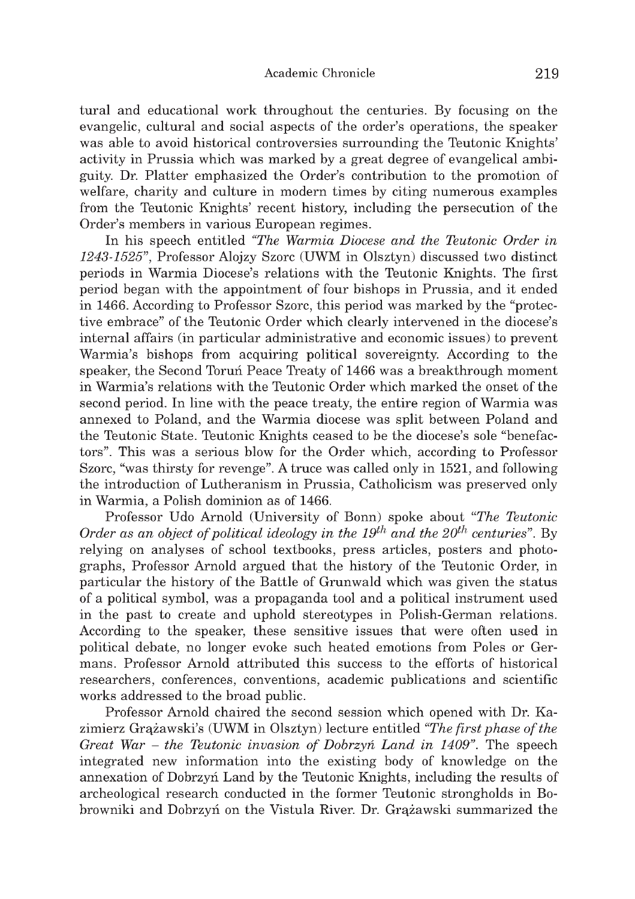tural and educational work throughout the centuries. By focusing on the evangelic, cultural and social aspects of the order's operations, the speaker was able to avoid historical controversies surrounding the Teutonic Knights' activity in Prussia which was marked by a great degree of evangelical ambiguity. Dr. Platter emphasized the Order's contribution to the promotion of welfare, charity and culture in modern times by citing numerous examples from the Teutonic Knights' recent history, including the persecution of the Order's members in various European regimes.

In his speech entitled *"The Warmia Diocese and the Teutonic Order in 1243-1525"*, Professor Alojzy Szorc (UWM in Olsztyn) discussed two distinct periods in Warmia Diocese's relations with the Teutonic Knights. The first period began with the appointment of four bishops in Prussia, and it ended in 1466. According to Professor Szorc, this period was marked by the "protective embrace" of the Teutonic Order which clearly intervened in the diocese's internal affairs (in particular administrative and economic issues) to prevent Warmia's bishops from acquiring political sovereignty. According to the speaker, the Second Toruń Peace Treaty of 1466 was a breakthrough moment in Warmia's relations with the Teutonic Order which marked the onset of the second period. In line with the peace treaty, the entire region of Warmia was annexed to Poland, and the Warmia diocese was split between Poland and the Teutonic State. Teutonic Knights ceased to be the diocese's sole "benefactors". This was a serious blow for the Order which, according to Professor Szorc, "was thirsty for revenge". A truce was called only in 1521, and following the introduction of Lutheranism in Prussia, Catholicism was preserved only in Warmia, a Polish dominion as of 1466.

Professor Udo Arnold (University of Bonn) spoke about *"The Teutonic Order as an object of political ideology in the 19th and the 20th centuries"*. By relying on analyses of school textbooks, press articles, posters and photographs, Professor Arnold argued that the history of the Teutonic Order, in particular the history of the Battle of Grunwald which was given the status of a political symbol, was a propaganda tool and a political instrument used in the past to create and uphold stereotypes in Polish-German relations. According to the speaker, these sensitive issues that were often used in political debate, no longer evoke such heated emotions from Poles or Germans. Professor Arnold attributed this success to the efforts of historical researchers, conferences, conventions, academic publications and scientific works addressed to the broad public.

Professor Arnold chaired the second session which opened with Dr. Kazimierz Grążawski's (UWM in Olsztyn) lecture entitled *"The first phase of the Great War – the Teutonic invasion of Dobrzyń Land in 1409"*. The speech integrated new information into the existing body of knowledge on the annexation of Dobrzyń Land by the Teutonic Knights, including the results of archeological research conducted in the former Teutonic strongholds in Bobrowniki and Dobrzyń on the Vistula River. Dr. Grążawski summarized the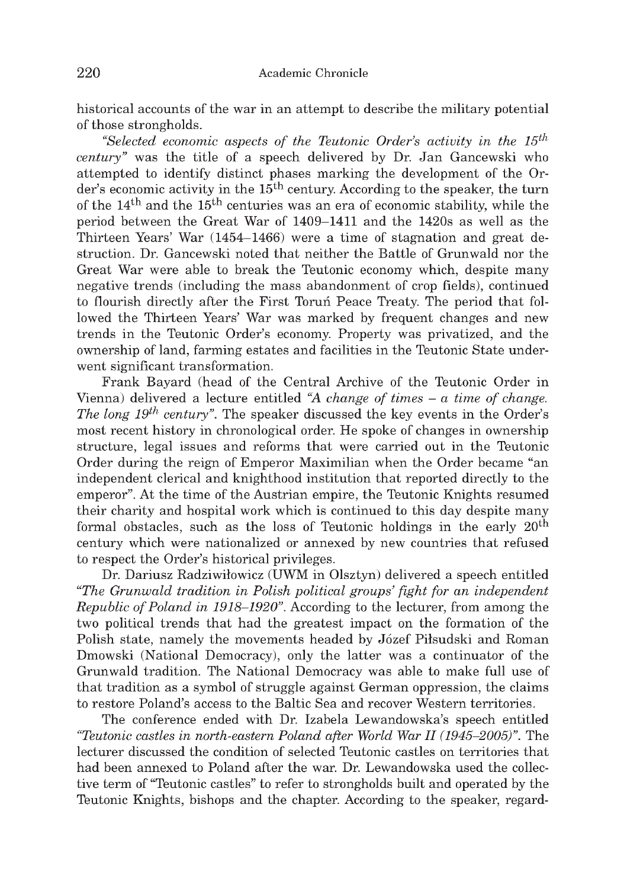historical accounts of the war in an attempt to describe the military potential of those strongholds.

*"Selected economic aspects of the Teutonic Order's activity in the 15th century"* was the title of a speech delivered by Dr. Jan Gancewski who attempted to identify distinct phases marking the development of the Order's economic activity in the 15th century. According to the speaker, the turn of the 14th and the 15th centuries was an era of economic stability, while the period between the Great War of 1409–1411 and the 1420s as well as the Thirteen Years' War (1454–1466) were a time of stagnation and great destruction. Dr. Gancewski noted that neither the Battle of Grunwald nor the Great War were able to break the Teutonic economy which, despite many negative trends (including the mass abandonment of crop fields), continued to flourish directly after the First Toruń Peace Treaty. The period that followed the Thirteen Years' War was marked by frequent changes and new trends in the Teutonic Order's economy. Property was privatized, and the ownership of land, farming estates and facilities in the Teutonic State underwent significant transformation.

Frank Bayard (head of the Central Archive of the Teutonic Order in Vienna) delivered a lecture entitled *"A change of times – a time of change. The long 19th century"*. The speaker discussed the key events in the Order's most recent history in chronological order. He spoke of changes in ownership structure, legal issues and reforms that were carried out in the Teutonic Order during the reign of Emperor Maximilian when the Order became "an independent clerical and knighthood institution that reported directly to the emperor". At the time of the Austrian empire, the Teutonic Knights resumed their charity and hospital work which is continued to this day despite many formal obstacles, such as the loss of Teutonic holdings in the early 20th century which were nationalized or annexed by new countries that refused to respect the Order's historical privileges.

Dr. Dariusz Radziwiłowicz (UWM in Olsztyn) delivered a speech entitled *"The Grunwald tradition in Polish political groups' fight for an independent Republic of Poland in 1918–1920"*. According to the lecturer, from among the two political trends that had the greatest impact on the formation of the Polish state, namely the movements headed by Józef Piłsudski and Roman Dmowski (National Democracy), only the latter was a continuator of the Grunwald tradition. The National Democracy was able to make full use of that tradition as a symbol of struggle against German oppression, the claims to restore Poland's access to the Baltic Sea and recover Western territories.

The conference ended with Dr. Izabela Lewandowska's speech entitled *"Teutonic castles in north-eastern Poland after World War II (1945–2005)"*. The lecturer discussed the condition of selected Teutonic castles on territories that had been annexed to Poland after the war. Dr. Lewandowska used the collective term of "Teutonic castles" to refer to strongholds built and operated by the Teutonic Knights, bishops and the chapter. According to the speaker, regard-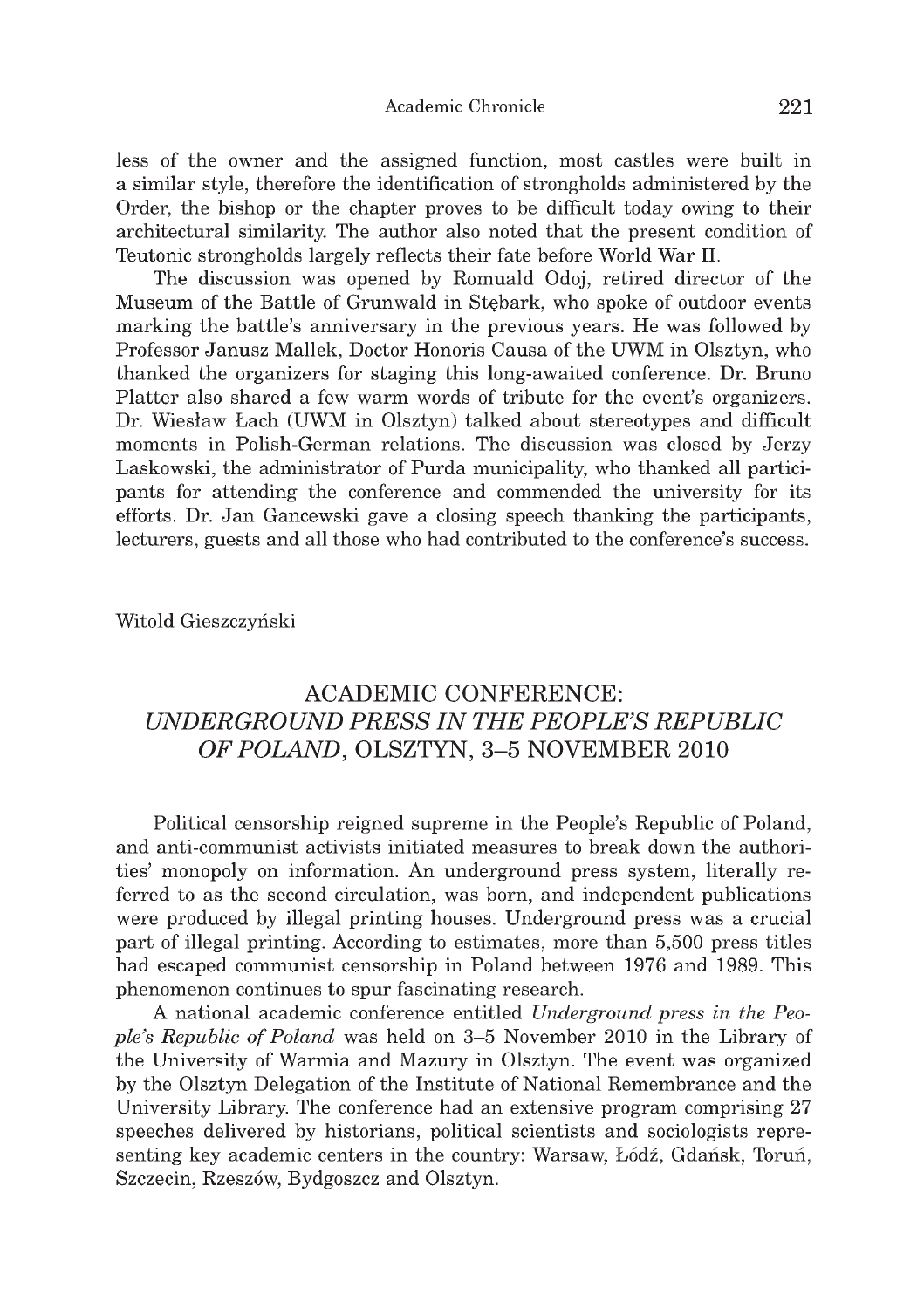less of the owner and the assigned function, most castles were built in a similar style, therefore the identification of strongholds administered by the Order, the bishop or the chapter proves to be difficult today owing to their architectural similarity. The author also noted that the present condition of Teutonic strongholds largely reflects their fate before World War II.

The discussion was opened by Romuald Odoj, retired director of the Museum of the Battle of Grunwald in Stębark, who spoke of outdoor events marking the battle's anniversary in the previous years. He was followed by Professor Janusz Mallek, Doctor Honoris Causa of the UWM in Olsztyn, who thanked the organizers for staging this long-awaited conference. Dr. Bruno Platter also shared a few warm words of tribute for the event's organizers. Dr. Wiesław Łach (UWM in Olsztyn) talked about stereotypes and difficult moments in Polish-German relations. The discussion was closed by Jerzy Laskowski, the administrator of Purda municipality, who thanked all participants for attending the conference and commended the university for its efforts. Dr. Jan Gancewski gave a closing speech thanking the participants, lecturers, guests and all those who had contributed to the conference's success.

Witold Gieszczyński

## ACADEMIC CONFERENCE: *UNDERGROUND PRESS IN THE PEOPLE'S REPUBLIC OF POLAND*, OLSZTYN, 3–5 NOVEMBER 2010

Political censorship reigned supreme in the People's Republic of Poland, and anti-communist activists initiated measures to break down the authorities' monopoly on information. An underground press system, literally referred to as the second circulation, was born, and independent publications were produced by illegal printing houses. Underground press was a crucial part of illegal printing. According to estimates, more than 5,500 press titles had escaped communist censorship in Poland between 1976 and 1989. This phenomenon continues to spur fascinating research.

A national academic conference entitled *Underground press in the People's Republic of Poland* was held on 3–5 November 2010 in the Library of the University of Warmia and Mazury in Olsztyn. The event was organized by the Olsztyn Delegation of the Institute of National Remembrance and the University Library. The conference had an extensive program comprising 27 speeches delivered by historians, political scientists and sociologists representing key academic centers in the country: Warsaw, Łódź, Gdańsk, Toruń, Szczecin, Rzeszów, Bydgoszcz and Olsztyn.